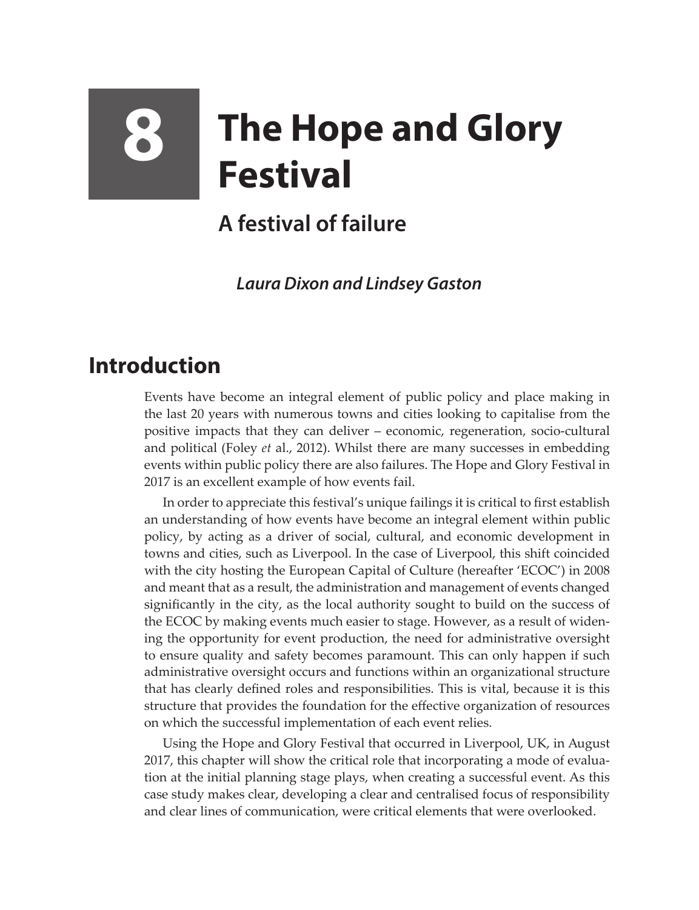# 8 The Hope and Glory Festival

## A festival of failure

***Laura Dixon and Lindsey Gaston***

## Introduction

Events have become an integral element of public policy and place making in the last 20 years with numerous towns and cities looking to capitalise from the positive impacts that they can deliver – economic, regeneration, socio-cultural and political (Foley *et* al., 2012). Whilst there are many successes in embedding events within public policy there are also failures. The Hope and Glory Festival in 2017 is an excellent example of how events fail.

In order to appreciate this festival's unique failings it is critical to first establish an understanding of how events have become an integral element within public policy, by acting as a driver of social, cultural, and economic development in towns and cities, such as Liverpool. In the case of Liverpool, this shift coincided with the city hosting the European Capital of Culture (hereafter 'ECOC') in 2008 and meant that as a result, the administration and management of events changed significantly in the city, as the local authority sought to build on the success of the ECOC by making events much easier to stage. However, as a result of widening the opportunity for event production, the need for administrative oversight to ensure quality and safety becomes paramount. This can only happen if such administrative oversight occurs and functions within an organizational structure that has clearly defined roles and responsibilities. This is vital, because it is this structure that provides the foundation for the effective organization of resources on which the successful implementation of each event relies.

Using the Hope and Glory Festival that occurred in Liverpool, UK, in August 2017, this chapter will show the critical role that incorporating a mode of evaluation at the initial planning stage plays, when creating a successful event. As this case study makes clear, developing a clear and centralised focus of responsibility and clear lines of communication, were critical elements that were overlooked.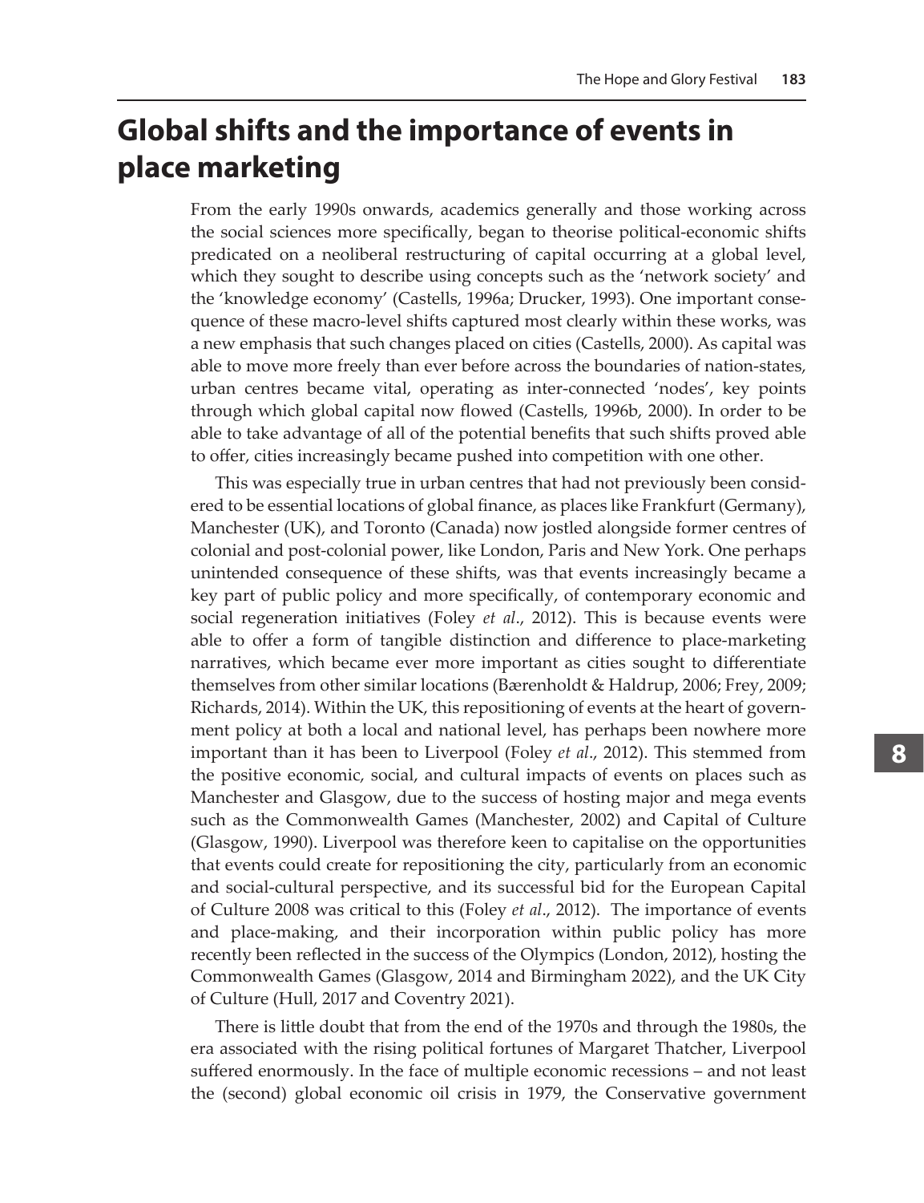# Global shifts and the importance of events in place marketing

From the early 1990s onwards, academics generally and those working across the social sciences more specifically, began to theorise political-economic shifts predicated on a neoliberal restructuring of capital occurring at a global level, which they sought to describe using concepts such as the 'network society' and the 'knowledge economy' (Castells, 1996a; Drucker, 1993). One important consequence of these macro-level shifts captured most clearly within these works, was a new emphasis that such changes placed on cities (Castells, 2000). As capital was able to move more freely than ever before across the boundaries of nation-states, urban centres became vital, operating as inter-connected 'nodes', key points through which global capital now flowed (Castells, 1996b, 2000). In order to be able to take advantage of all of the potential benefits that such shifts proved able to offer, cities increasingly became pushed into competition with one other.

This was especially true in urban centres that had not previously been considered to be essential locations of global finance, as places like Frankfurt (Germany), Manchester (UK), and Toronto (Canada) now jostled alongside former centres of colonial and post-colonial power, like London, Paris and New York. One perhaps unintended consequence of these shifts, was that events increasingly became a key part of public policy and more specifically, of contemporary economic and social regeneration initiatives (Foley *et al*., 2012). This is because events were able to offer a form of tangible distinction and difference to place-marketing narratives, which became ever more important as cities sought to differentiate themselves from other similar locations (Bærenholdt & Haldrup, 2006; Frey, 2009; Richards, 2014). Within the UK, this repositioning of events at the heart of government policy at both a local and national level, has perhaps been nowhere more important than it has been to Liverpool (Foley *et al*., 2012). This stemmed from the positive economic, social, and cultural impacts of events on places such as Manchester and Glasgow, due to the success of hosting major and mega events such as the Commonwealth Games (Manchester, 2002) and Capital of Culture (Glasgow, 1990). Liverpool was therefore keen to capitalise on the opportunities that events could create for repositioning the city, particularly from an economic and social-cultural perspective, and its successful bid for the European Capital of Culture 2008 was critical to this (Foley *et al*., 2012). The importance of events and place-making, and their incorporation within public policy has more recently been reflected in the success of the Olympics (London, 2012), hosting the Commonwealth Games (Glasgow, 2014 and Birmingham 2022), and the UK City of Culture (Hull, 2017 and Coventry 2021).

There is little doubt that from the end of the 1970s and through the 1980s, the era associated with the rising political fortunes of Margaret Thatcher, Liverpool suffered enormously. In the face of multiple economic recessions – and not least the (second) global economic oil crisis in 1979, the Conservative government